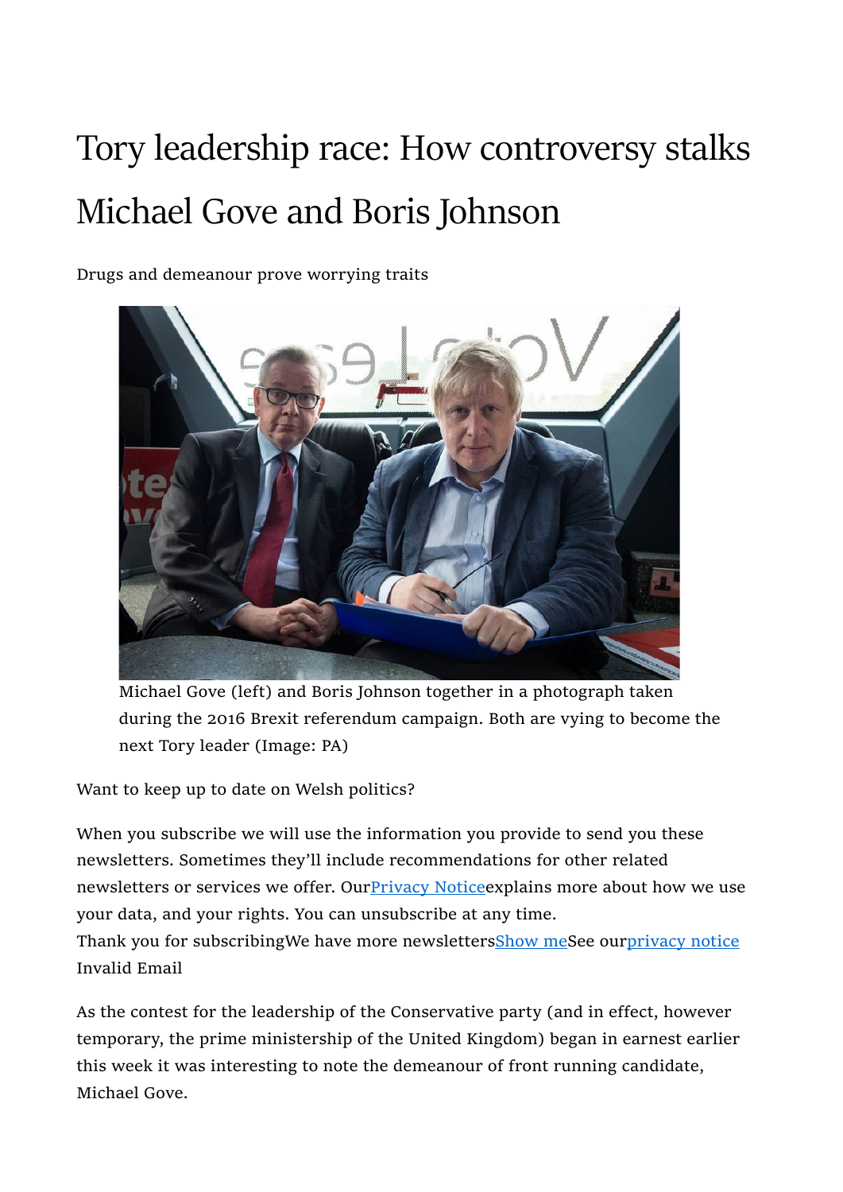# Tory leadership race: How controversy stalks Michael Gove and Boris Johnson

Drugs and demeanour prove worrying traits

Michael Gove (left) and Boris Johnson together in a photograph taken during the 2016 Brexit referendum campaign. Both are vying to become the next Tory leader (Image: PA)

Want to keep up to date on Welsh politics?

When you subscribe we will use the information you provide to send you these newsletters. Sometimes they'll include recommendations for other related newsletters or services we offer. OurPrivacy Noticeexplains more about how we use your data, and your rights. You can unsubscribe at any time.
Thank you for subscribingWe have more newslettersShow meSee ourprivacy notice
Invalid Email

As the contest for the leadership of the Conservative party (and in effect, however temporary, the prime ministership of the United Kingdom) began in earnest earlier this week it was interesting to note the demeanour of front running candidate, Michael Gove.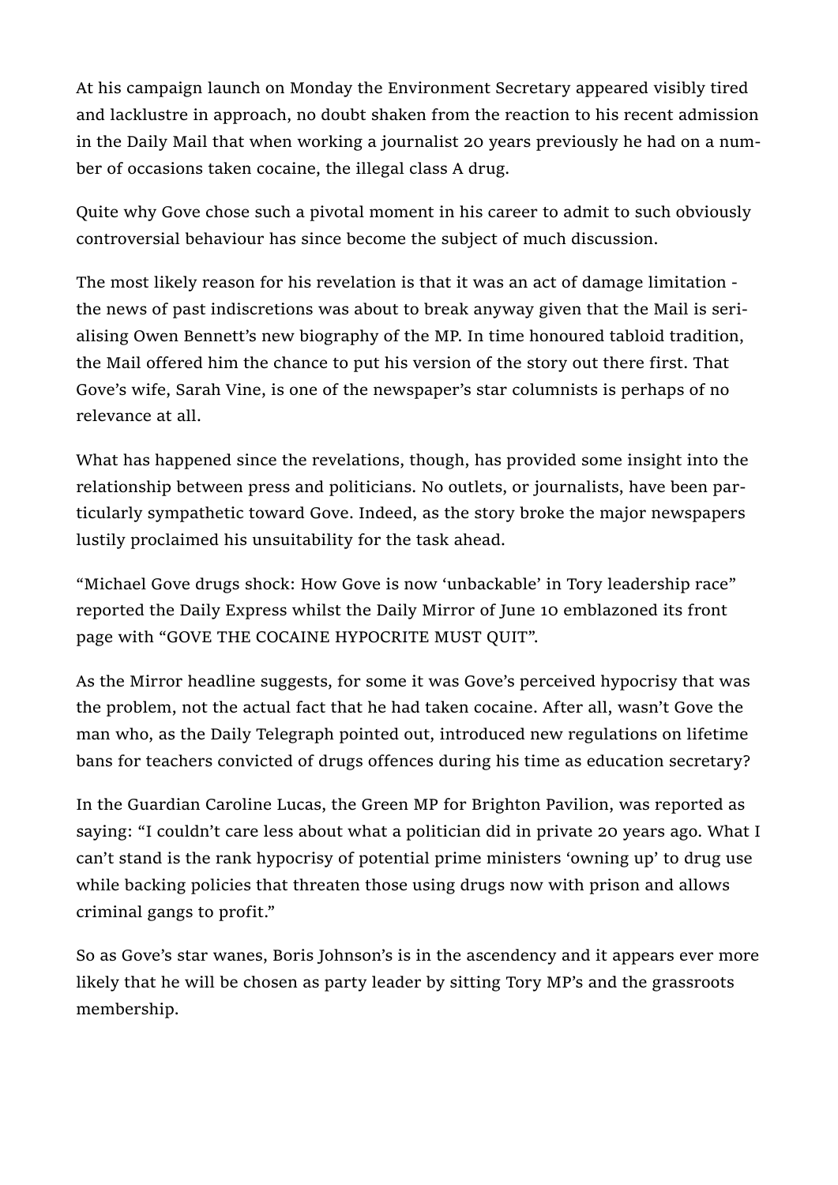At his campaign launch on Monday the Environment Secretary appeared visibly tired and lacklustre in approach, no doubt shaken from the reaction to his recent admission in the Daily Mail that when working a journalist 20 years previously he had on a number of occasions taken cocaine, the illegal class A drug.

Quite why Gove chose such a pivotal moment in his career to admit to such obviously controversial behaviour has since become the subject of much discussion.

The most likely reason for his revelation is that it was an act of damage limitation - the news of past indiscretions was about to break anyway given that the Mail is serialising Owen Bennett's new biography of the MP. In time honoured tabloid tradition, the Mail offered him the chance to put his version of the story out there first. That Gove's wife, Sarah Vine, is one of the newspaper's star columnists is perhaps of no relevance at all.

What has happened since the revelations, though, has provided some insight into the relationship between press and politicians. No outlets, or journalists, have been particularly sympathetic toward Gove. Indeed, as the story broke the major newspapers lustily proclaimed his unsuitability for the task ahead.

"Michael Gove drugs shock: How Gove is now 'unbackable' in Tory leadership race" reported the Daily Express whilst the Daily Mirror of June 10 emblazoned its front page with "GOVE THE COCAINE HYPOCRITE MUST QUIT".

As the Mirror headline suggests, for some it was Gove's perceived hypocrisy that was the problem, not the actual fact that he had taken cocaine. After all, wasn't Gove the man who, as the Daily Telegraph pointed out, introduced new regulations on lifetime bans for teachers convicted of drugs offences during his time as education secretary?

In the Guardian Caroline Lucas, the Green MP for Brighton Pavilion, was reported as saying: "I couldn't care less about what a politician did in private 20 years ago. What I can't stand is the rank hypocrisy of potential prime ministers 'owning up' to drug use while backing policies that threaten those using drugs now with prison and allows criminal gangs to profit."

So as Gove's star wanes, Boris Johnson's is in the ascendency and it appears ever more likely that he will be chosen as party leader by sitting Tory MP's and the grassroots membership.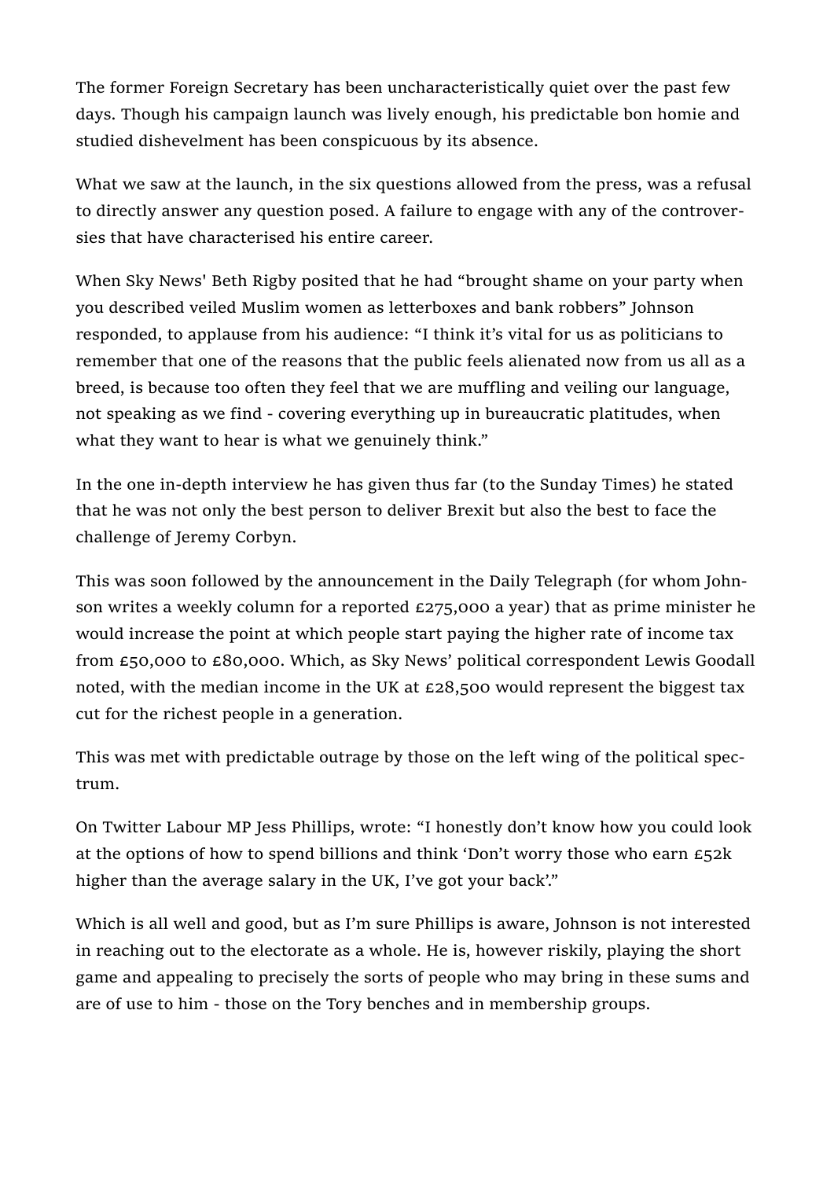The former Foreign Secretary has been uncharacteristically quiet over the past few days. Though his campaign launch was lively enough, his predictable bon homie and studied dishevelment has been conspicuous by its absence.

What we saw at the launch, in the six questions allowed from the press, was a refusal to directly answer any question posed. A failure to engage with any of the controversies that have characterised his entire career.

When Sky News' Beth Rigby posited that he had "brought shame on your party when you described veiled Muslim women as letterboxes and bank robbers" Johnson responded, to applause from his audience: "I think it's vital for us as politicians to remember that one of the reasons that the public feels alienated now from us all as a breed, is because too often they feel that we are muffling and veiling our language, not speaking as we find - covering everything up in bureaucratic platitudes, when what they want to hear is what we genuinely think."

In the one in-depth interview he has given thus far (to the Sunday Times) he stated that he was not only the best person to deliver Brexit but also the best to face the challenge of Jeremy Corbyn.

This was soon followed by the announcement in the Daily Telegraph (for whom Johnson writes a weekly column for a reported £275,000 a year) that as prime minister he would increase the point at which people start paying the higher rate of income tax from £50,000 to £80,000. Which, as Sky News' political correspondent Lewis Goodall noted, with the median income in the UK at £28,500 would represent the biggest tax cut for the richest people in a generation.

This was met with predictable outrage by those on the left wing of the political spectrum.

On Twitter Labour MP Jess Phillips, wrote: "I honestly don't know how you could look at the options of how to spend billions and think 'Don't worry those who earn £52k higher than the average salary in the UK, I've got your back'."

Which is all well and good, but as I'm sure Phillips is aware, Johnson is not interested in reaching out to the electorate as a whole. He is, however riskily, playing the short game and appealing to precisely the sorts of people who may bring in these sums and are of use to him - those on the Tory benches and in membership groups.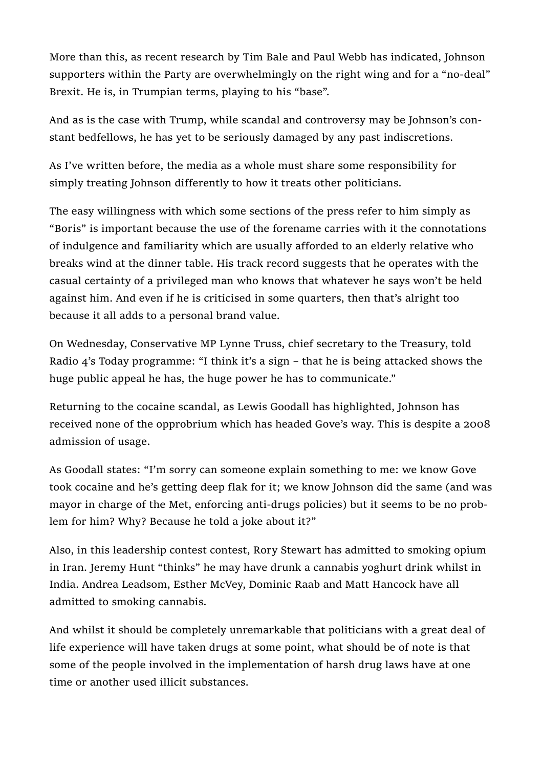More than this, as recent research by Tim Bale and Paul Webb has indicated, Johnson supporters within the Party are overwhelmingly on the right wing and for a "no-deal" Brexit. He is, in Trumpian terms, playing to his "base".

And as is the case with Trump, while scandal and controversy may be Johnson's constant bedfellows, he has yet to be seriously damaged by any past indiscretions.

As I've written before, the media as a whole must share some responsibility for simply treating Johnson differently to how it treats other politicians.

The easy willingness with which some sections of the press refer to him simply as "Boris" is important because the use of the forename carries with it the connotations of indulgence and familiarity which are usually afforded to an elderly relative who breaks wind at the dinner table. His track record suggests that he operates with the casual certainty of a privileged man who knows that whatever he says won't be held against him. And even if he is criticised in some quarters, then that's alright too because it all adds to a personal brand value.

On Wednesday, Conservative MP Lynne Truss, chief secretary to the Treasury, told Radio 4's Today programme: "I think it's a sign – that he is being attacked shows the huge public appeal he has, the huge power he has to communicate."

Returning to the cocaine scandal, as Lewis Goodall has highlighted, Johnson has received none of the opprobrium which has headed Gove's way. This is despite a 2008 admission of usage.

As Goodall states: "I'm sorry can someone explain something to me: we know Gove took cocaine and he's getting deep flak for it; we know Johnson did the same (and was mayor in charge of the Met, enforcing anti-drugs policies) but it seems to be no problem for him? Why? Because he told a joke about it?"

Also, in this leadership contest contest, Rory Stewart has admitted to smoking opium in Iran. Jeremy Hunt "thinks" he may have drunk a cannabis yoghurt drink whilst in India. Andrea Leadsom, Esther McVey, Dominic Raab and Matt Hancock have all admitted to smoking cannabis.

And whilst it should be completely unremarkable that politicians with a great deal of life experience will have taken drugs at some point, what should be of note is that some of the people involved in the implementation of harsh drug laws have at one time or another used illicit substances.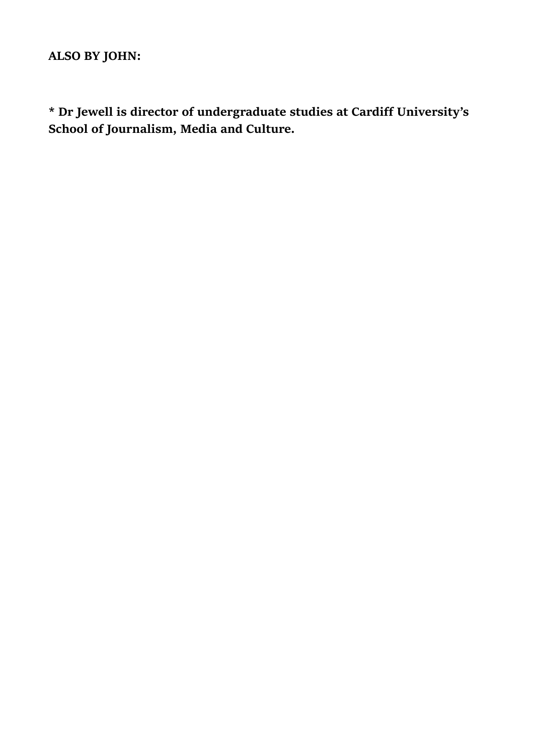**ALSO BY JOHN:**

**\* Dr Jewell is director of undergraduate studies at Cardiff University's School of Journalism, Media and Culture.**